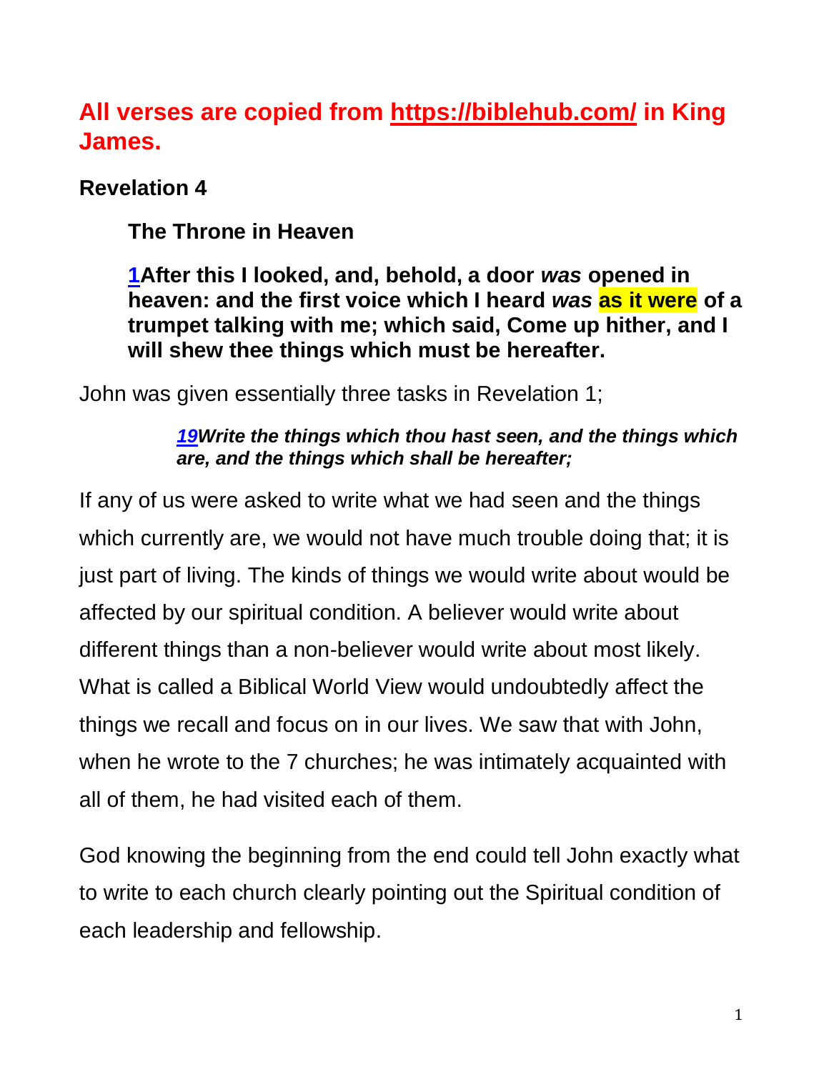## **All verses are copied from https://biblehub.com/ in King James.**

### Revelation 4

**The Throne in Heaven**

**[1](#)After this I looked, and, behold, a door *was* opened in heaven: and the first voice which I heard *was* as it were of a trumpet talking with me; which said, Come up hither, and I will shew thee things which must be hereafter.**

John was given essentially three tasks in Revelation 1;

> ***[19](#)Write the things which thou hast seen, and the things which are, and the things which shall be hereafter;***

If any of us were asked to write what we had seen and the things which currently are, we would not have much trouble doing that; it is just part of living. The kinds of things we would write about would be affected by our spiritual condition. A believer would write about different things than a non-believer would write about most likely. What is called a Biblical World View would undoubtedly affect the things we recall and focus on in our lives. We saw that with John, when he wrote to the 7 churches; he was intimately acquainted with all of them, he had visited each of them.

God knowing the beginning from the end could tell John exactly what to write to each church clearly pointing out the Spiritual condition of each leadership and fellowship.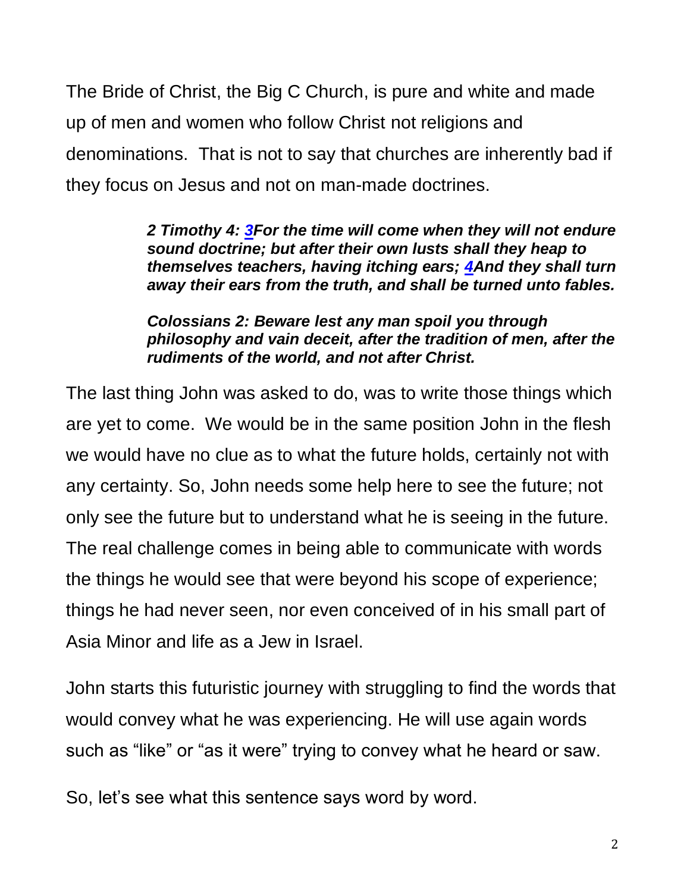The Bride of Christ, the Big C Church, is pure and white and made up of men and women who follow Christ not religions and denominations. That is not to say that churches are inherently bad if they focus on Jesus and not on man-made doctrines.

> ***2 Timothy 4: 3For the time will come when they will not endure sound doctrine; but after their own lusts shall they heap to themselves teachers, having itching ears; 4And they shall turn away their ears from the truth, and shall be turned unto fables.***
>
> ***Colossians 2: Beware lest any man spoil you through philosophy and vain deceit, after the tradition of men, after the rudiments of the world, and not after Christ.***

The last thing John was asked to do, was to write those things which are yet to come. We would be in the same position John in the flesh we would have no clue as to what the future holds, certainly not with any certainty. So, John needs some help here to see the future; not only see the future but to understand what he is seeing in the future. The real challenge comes in being able to communicate with words the things he would see that were beyond his scope of experience; things he had never seen, nor even conceived of in his small part of Asia Minor and life as a Jew in Israel.

John starts this futuristic journey with struggling to find the words that would convey what he was experiencing. He will use again words such as "like" or "as it were" trying to convey what he heard or saw.

So, let's see what this sentence says word by word.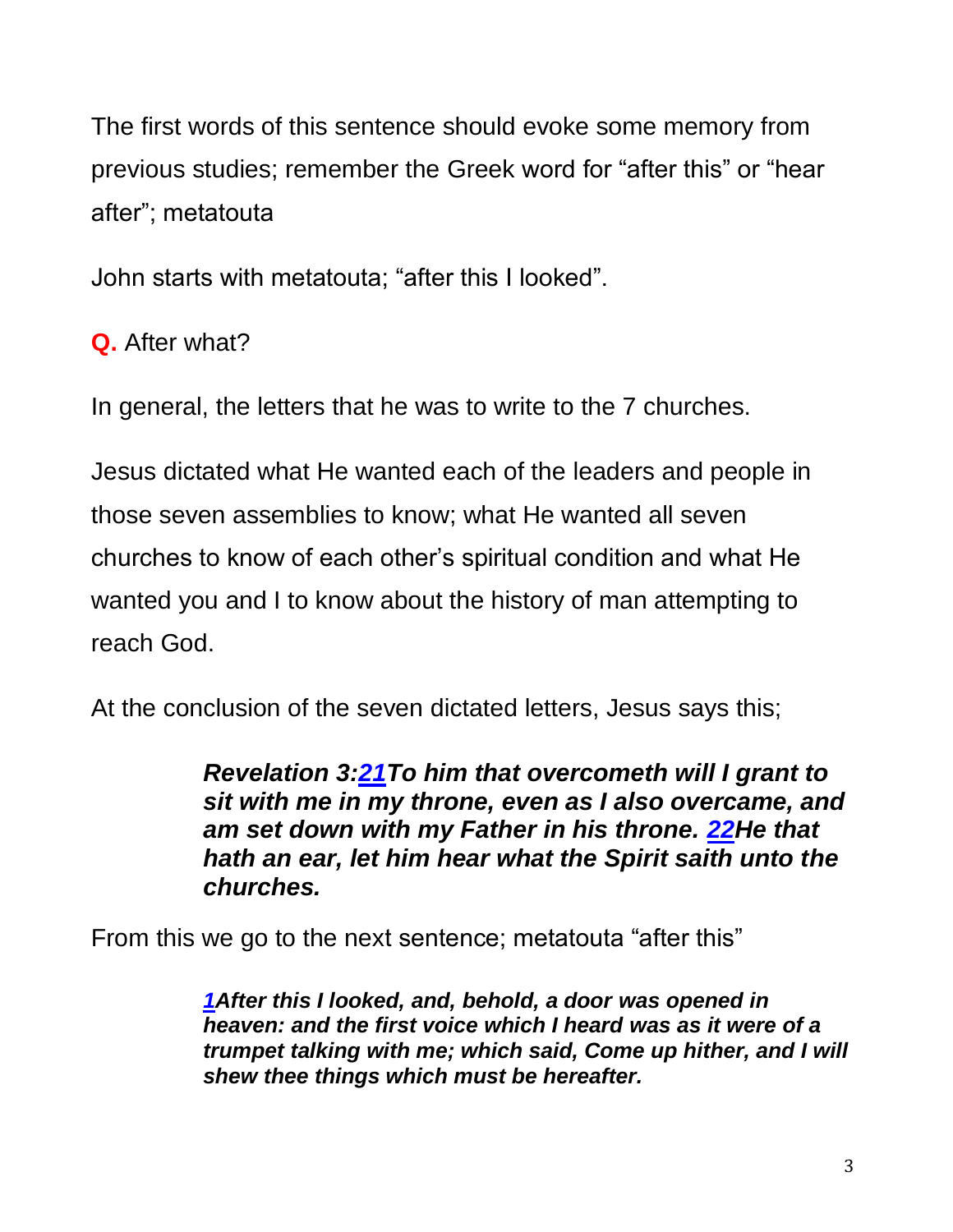The first words of this sentence should evoke some memory from previous studies; remember the Greek word for “after this” or “hear after”; metatouta

John starts with metatouta; “after this I looked”.

**Q.** After what?

In general, the letters that he was to write to the 7 churches.

Jesus dictated what He wanted each of the leaders and people in those seven assemblies to know; what He wanted all seven churches to know of each other’s spiritual condition and what He wanted you and I to know about the history of man attempting to reach God.

At the conclusion of the seven dictated letters, Jesus says this;

> ***Revelation 3:21To him that overcometh will I grant to sit with me in my throne, even as I also overcame, and am set down with my Father in his throne. 22He that hath an ear, let him hear what the Spirit saith unto the churches.***

From this we go to the next sentence; metatouta “after this”

> ***1After this I looked, and, behold, a door was opened in heaven: and the first voice which I heard was as it were of a trumpet talking with me; which said, Come up hither, and I will shew thee things which must be hereafter.***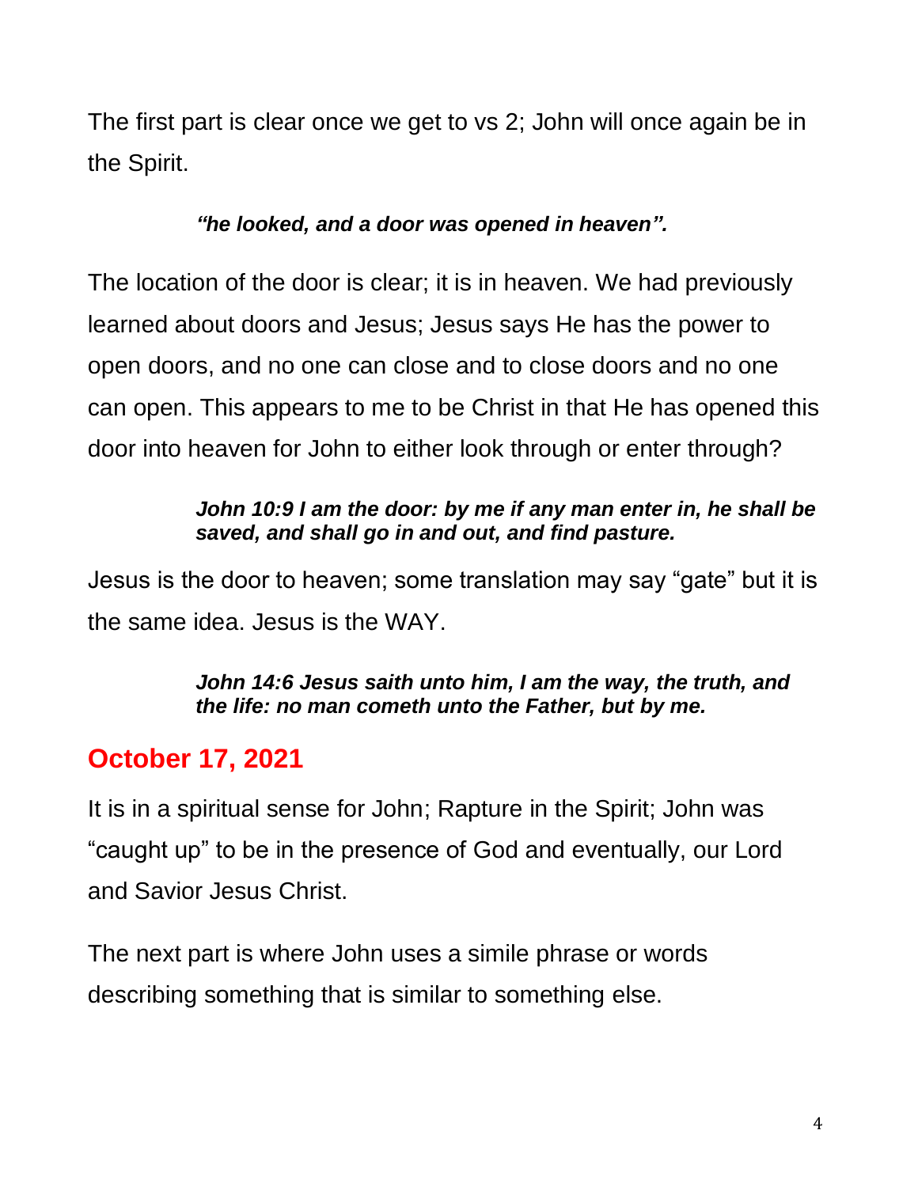The first part is clear once we get to vs 2; John will once again be in the Spirit.

> ***"he looked, and a door was opened in heaven".***

The location of the door is clear; it is in heaven. We had previously learned about doors and Jesus; Jesus says He has the power to open doors, and no one can close and to close doors and no one can open. This appears to me to be Christ in that He has opened this door into heaven for John to either look through or enter through?

> ***John 10:9 I am the door: by me if any man enter in, he shall be saved, and shall go in and out, and find pasture.***

Jesus is the door to heaven; some translation may say "gate" but it is the same idea. Jesus is the WAY.

> ***John 14:6 Jesus saith unto him, I am the way, the truth, and the life: no man cometh unto the Father, but by me.***

## October 17, 2021

It is in a spiritual sense for John; Rapture in the Spirit; John was "caught up" to be in the presence of God and eventually, our Lord and Savior Jesus Christ.

The next part is where John uses a simile phrase or words describing something that is similar to something else.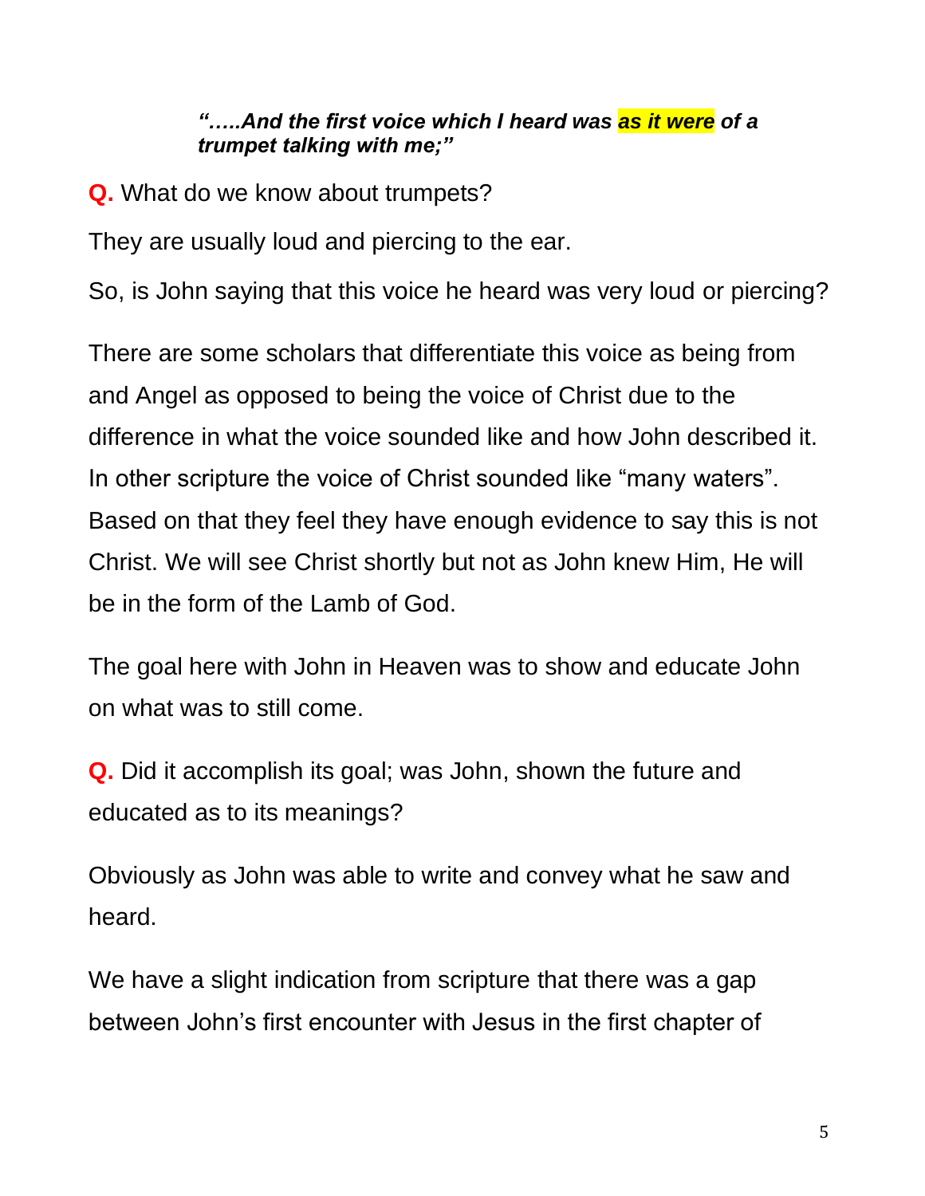***"…..And the first voice which I heard was as it were of a trumpet talking with me;"***

**Q.** What do we know about trumpets?

They are usually loud and piercing to the ear.

So, is John saying that this voice he heard was very loud or piercing?

There are some scholars that differentiate this voice as being from and Angel as opposed to being the voice of Christ due to the difference in what the voice sounded like and how John described it. In other scripture the voice of Christ sounded like "many waters". Based on that they feel they have enough evidence to say this is not Christ. We will see Christ shortly but not as John knew Him, He will be in the form of the Lamb of God.

The goal here with John in Heaven was to show and educate John on what was to still come.

**Q.** Did it accomplish its goal; was John, shown the future and educated as to its meanings?

Obviously as John was able to write and convey what he saw and heard.

We have a slight indication from scripture that there was a gap between John's first encounter with Jesus in the first chapter of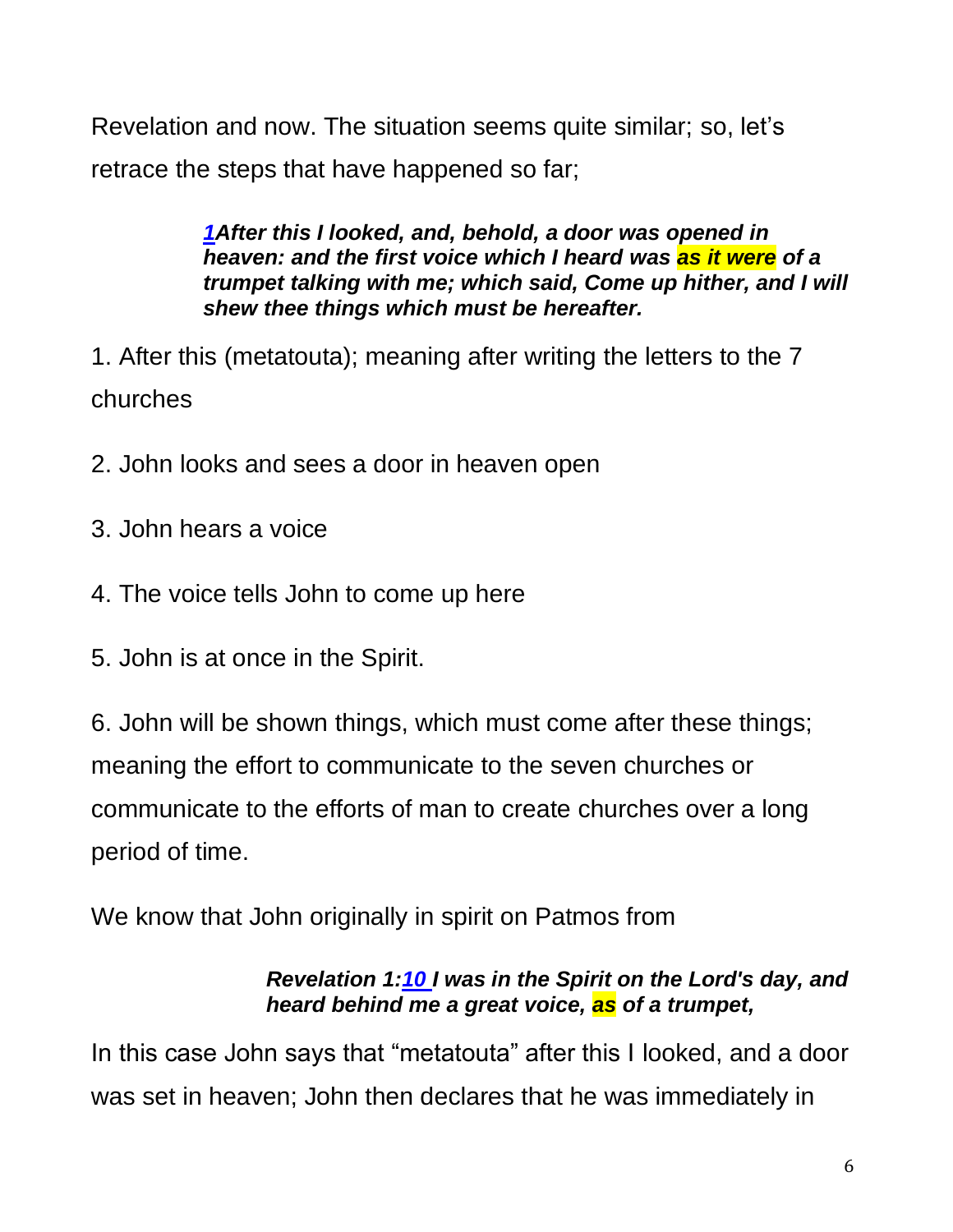Revelation and now. The situation seems quite similar; so, let's retrace the steps that have happened so far;

> ***1After this I looked, and, behold, a door was opened in heaven: and the first voice which I heard was as it were of a trumpet talking with me; which said, Come up hither, and I will shew thee things which must be hereafter.***

1. After this (metatouta); meaning after writing the letters to the 7 churches

2. John looks and sees a door in heaven open

3. John hears a voice

4. The voice tells John to come up here

5. John is at once in the Spirit.

6. John will be shown things, which must come after these things; meaning the effort to communicate to the seven churches or communicate to the efforts of man to create churches over a long period of time.

We know that John originally in spirit on Patmos from

> ***Revelation 1:10 I was in the Spirit on the Lord's day, and heard behind me a great voice, as of a trumpet,***

In this case John says that "metatouta" after this I looked, and a door was set in heaven; John then declares that he was immediately in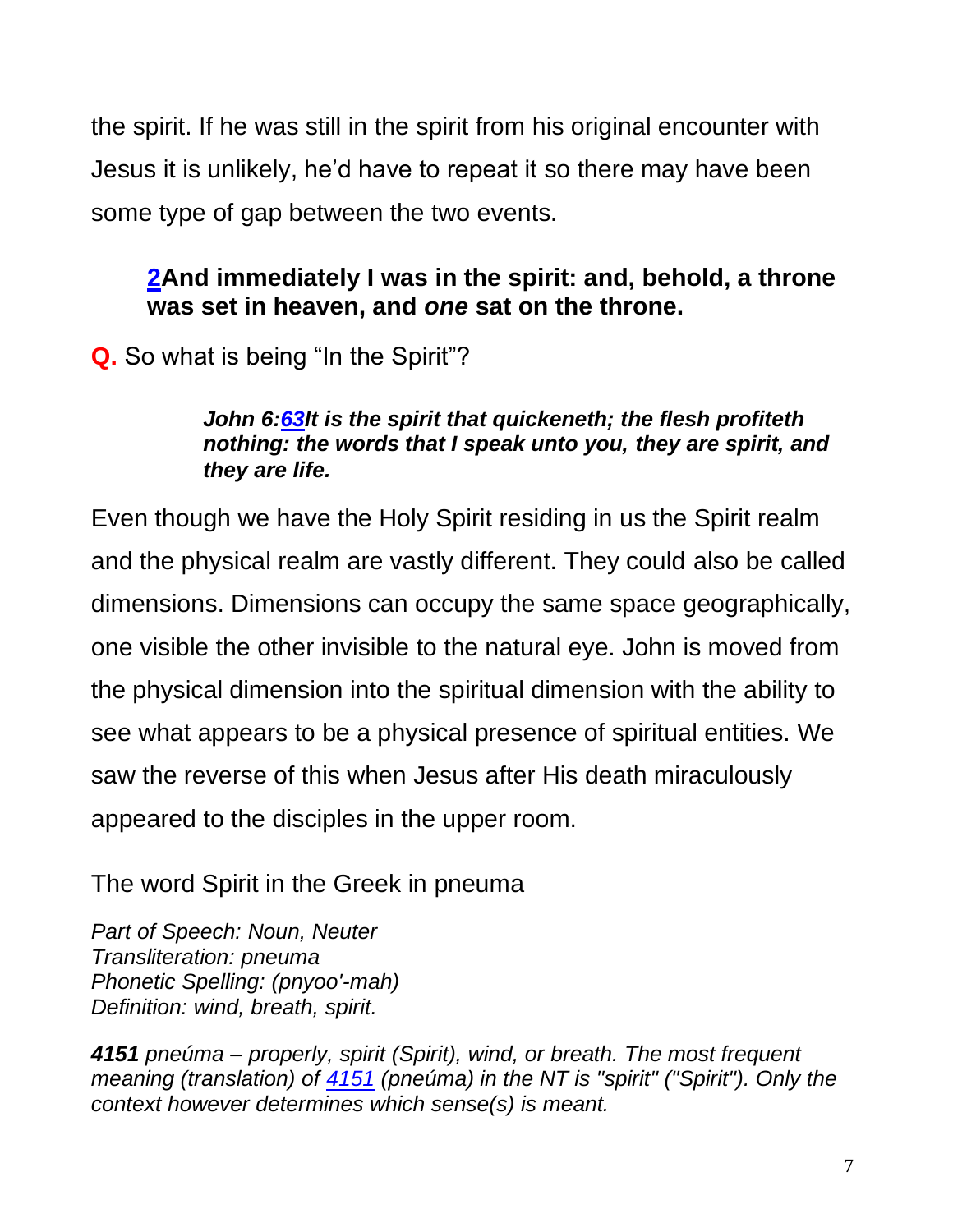the spirit. If he was still in the spirit from his original encounter with Jesus it is unlikely, he'd have to repeat it so there may have been some type of gap between the two events.

> **2And immediately I was in the spirit: and, behold, a throne was set in heaven, and *one* sat on the throne.**

**Q.** So what is being "In the Spirit"?

> ***John 6:63It is the spirit that quickeneth; the flesh profiteth nothing: the words that I speak unto you, they are spirit, and they are life.***

Even though we have the Holy Spirit residing in us the Spirit realm and the physical realm are vastly different. They could also be called dimensions. Dimensions can occupy the same space geographically, one visible the other invisible to the natural eye. John is moved from the physical dimension into the spiritual dimension with the ability to see what appears to be a physical presence of spiritual entities. We saw the reverse of this when Jesus after His death miraculously appeared to the disciples in the upper room.

The word Spirit in the Greek in pneuma

*Part of Speech: Noun, Neuter*
*Transliteration: pneuma*
*Phonetic Spelling: (pnyoo'-mah)*
*Definition: wind, breath, spirit.*

***4151** pneúma – properly, spirit (Spirit), wind, or breath. The most frequent meaning (translation) of 4151 (pneúma) in the NT is "spirit" ("Spirit"). Only the context however determines which sense(s) is meant.*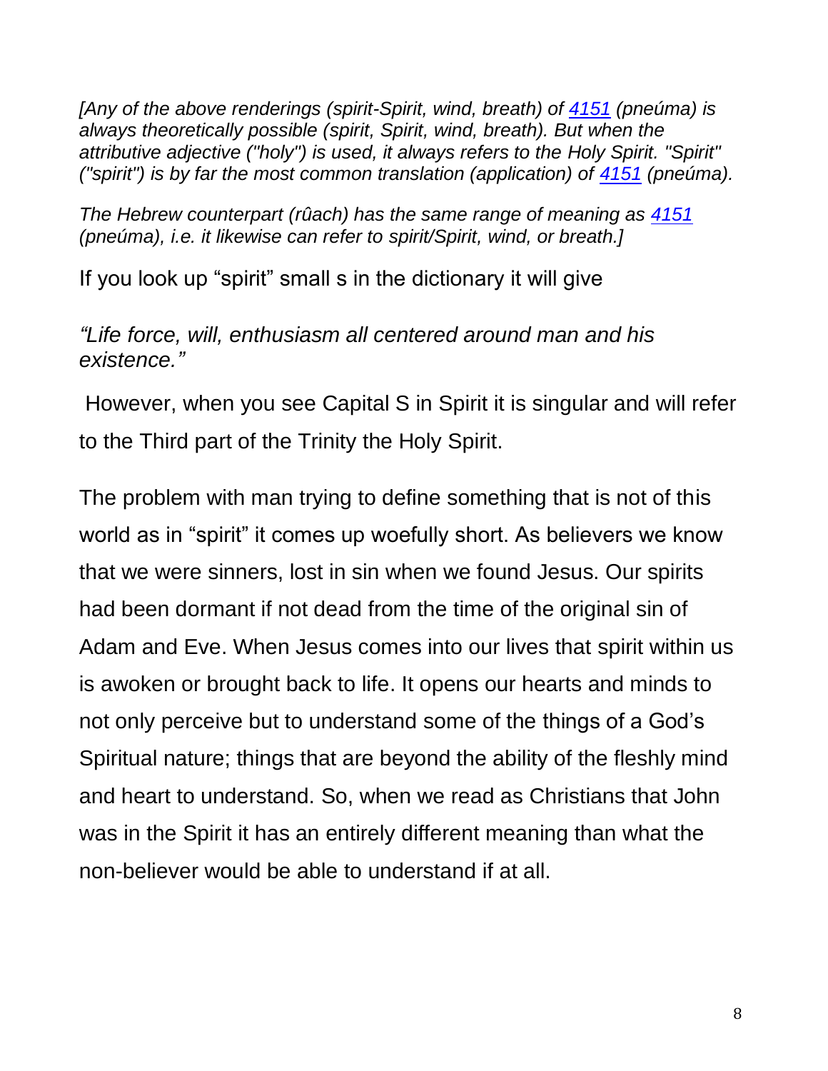*[Any of the above renderings (spirit-Spirit, wind, breath) of [4151](#) (pneúma) is always theoretically possible (spirit, Spirit, wind, breath). But when the attributive adjective ("holy") is used, it always refers to the Holy Spirit. "Spirit" ("spirit") is by far the most common translation (application) of [4151](#) (pneúma).*

*The Hebrew counterpart (rûach) has the same range of meaning as [4151](#) (pneúma), i.e. it likewise can refer to spirit/Spirit, wind, or breath.]*

If you look up “spirit” small s in the dictionary it will give

*“Life force, will, enthusiasm all centered around man and his existence.”*

However, when you see Capital S in Spirit it is singular and will refer to the Third part of the Trinity the Holy Spirit.

The problem with man trying to define something that is not of this world as in “spirit” it comes up woefully short. As believers we know that we were sinners, lost in sin when we found Jesus. Our spirits had been dormant if not dead from the time of the original sin of Adam and Eve. When Jesus comes into our lives that spirit within us is awoken or brought back to life. It opens our hearts and minds to not only perceive but to understand some of the things of a God’s Spiritual nature; things that are beyond the ability of the fleshly mind and heart to understand. So, when we read as Christians that John was in the Spirit it has an entirely different meaning than what the non-believer would be able to understand if at all.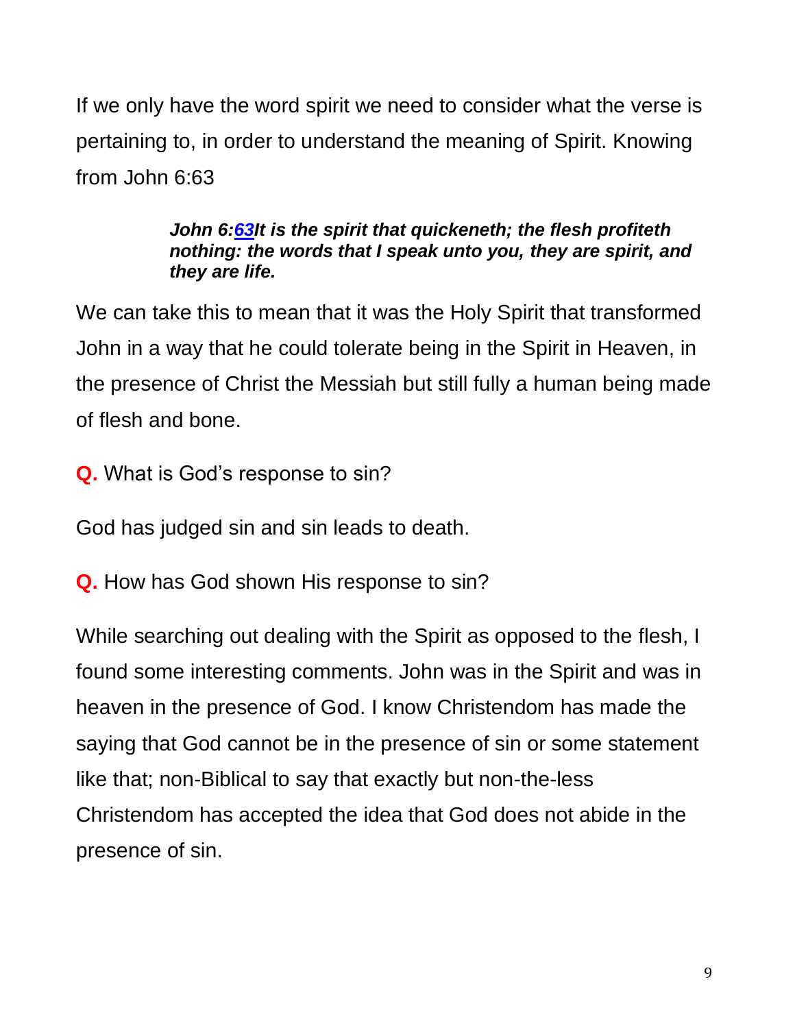If we only have the word spirit we need to consider what the verse is pertaining to, in order to understand the meaning of Spirit. Knowing from John 6:63

> ***John 6:63It is the spirit that quickeneth; the flesh profiteth nothing: the words that I speak unto you, they are spirit, and they are life.***

We can take this to mean that it was the Holy Spirit that transformed John in a way that he could tolerate being in the Spirit in Heaven, in the presence of Christ the Messiah but still fully a human being made of flesh and bone.

**Q.** What is God's response to sin?

God has judged sin and sin leads to death.

**Q.** How has God shown His response to sin?

While searching out dealing with the Spirit as opposed to the flesh, I found some interesting comments. John was in the Spirit and was in heaven in the presence of God. I know Christendom has made the saying that God cannot be in the presence of sin or some statement like that; non-Biblical to say that exactly but non-the-less Christendom has accepted the idea that God does not abide in the presence of sin.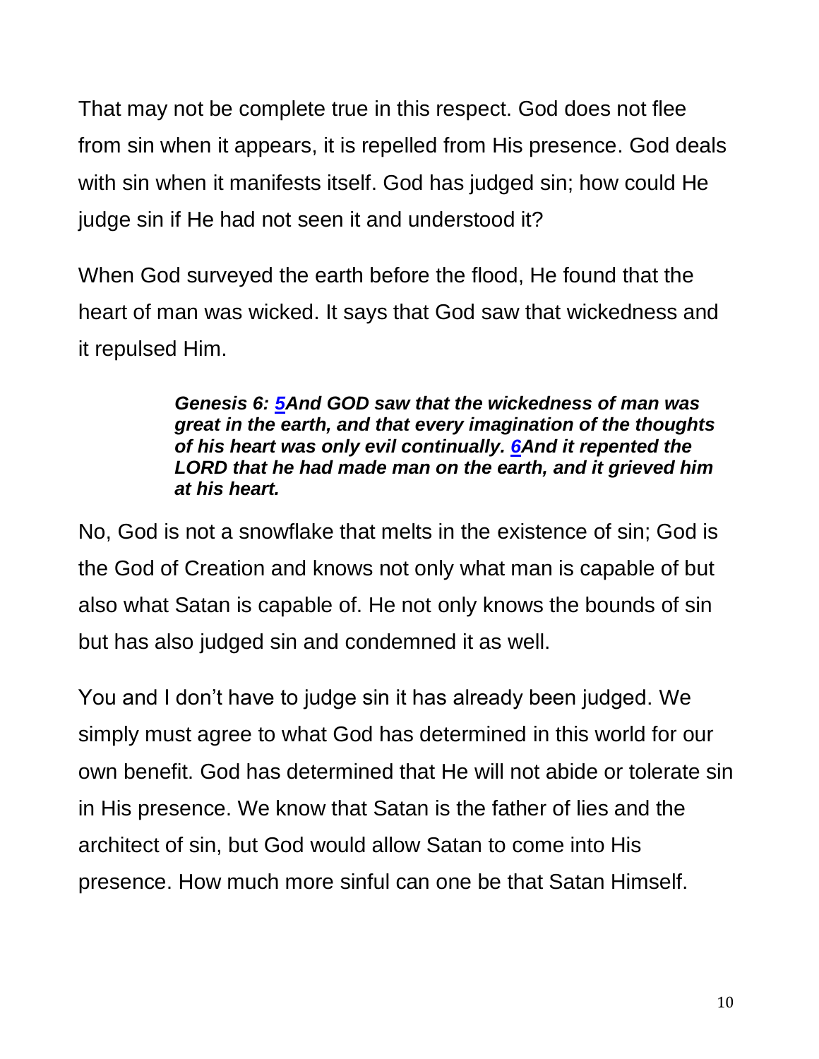That may not be complete true in this respect. God does not flee from sin when it appears, it is repelled from His presence. God deals with sin when it manifests itself. God has judged sin; how could He judge sin if He had not seen it and understood it?

When God surveyed the earth before the flood, He found that the heart of man was wicked. It says that God saw that wickedness and it repulsed Him.

> ***Genesis 6: [5](#)And GOD saw that the wickedness of man was great in the earth, and that every imagination of the thoughts of his heart was only evil continually. [6](#)And it repented the LORD that he had made man on the earth, and it grieved him at his heart.***

No, God is not a snowflake that melts in the existence of sin; God is the God of Creation and knows not only what man is capable of but also what Satan is capable of. He not only knows the bounds of sin but has also judged sin and condemned it as well.

You and I don't have to judge sin it has already been judged. We simply must agree to what God has determined in this world for our own benefit. God has determined that He will not abide or tolerate sin in His presence. We know that Satan is the father of lies and the architect of sin, but God would allow Satan to come into His presence. How much more sinful can one be that Satan Himself.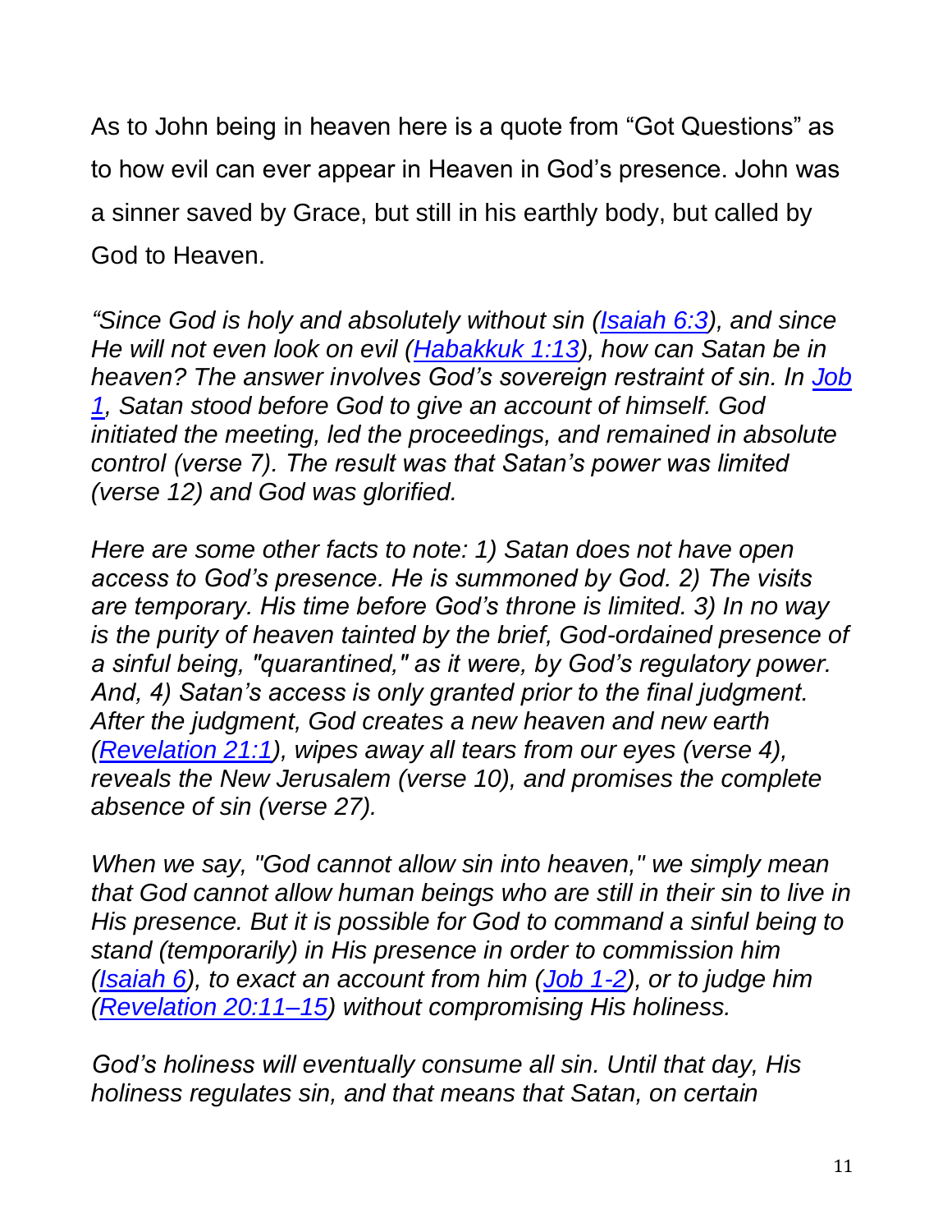As to John being in heaven here is a quote from “Got Questions” as to how evil can ever appear in Heaven in God’s presence. John was a sinner saved by Grace, but still in his earthly body, but called by God to Heaven.

*“Since God is holy and absolutely without sin ([Isaiah 6:3](#)), and since He will not even look on evil ([Habakkuk 1:13](#)), how can Satan be in heaven? The answer involves God’s sovereign restraint of sin. In [Job 1](#), Satan stood before God to give an account of himself. God initiated the meeting, led the proceedings, and remained in absolute control (verse 7). The result was that Satan’s power was limited (verse 12) and God was glorified.*

*Here are some other facts to note: 1) Satan does not have open access to God’s presence. He is summoned by God. 2) The visits are temporary. His time before God’s throne is limited. 3) In no way is the purity of heaven tainted by the brief, God-ordained presence of a sinful being, "quarantined," as it were, by God’s regulatory power. And, 4) Satan’s access is only granted prior to the final judgment. After the judgment, God creates a new heaven and new earth ([Revelation 21:1](#)), wipes away all tears from our eyes (verse 4), reveals the New Jerusalem (verse 10), and promises the complete absence of sin (verse 27).*

*When we say, "God cannot allow sin into heaven," we simply mean that God cannot allow human beings who are still in their sin to live in His presence. But it is possible for God to command a sinful being to stand (temporarily) in His presence in order to commission him ([Isaiah 6](#)), to exact an account from him ([Job 1-2](#)), or to judge him ([Revelation 20:11–15](#)) without compromising His holiness.*

*God’s holiness will eventually consume all sin. Until that day, His holiness regulates sin, and that means that Satan, on certain*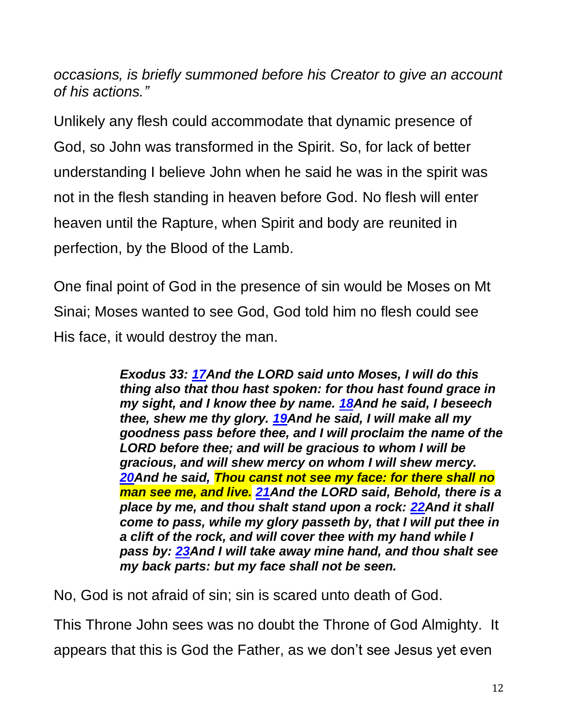*occasions, is briefly summoned before his Creator to give an account of his actions."*

Unlikely any flesh could accommodate that dynamic presence of God, so John was transformed in the Spirit. So, for lack of better understanding I believe John when he said he was in the spirit was not in the flesh standing in heaven before God. No flesh will enter heaven until the Rapture, when Spirit and body are reunited in perfection, by the Blood of the Lamb.

One final point of God in the presence of sin would be Moses on Mt Sinai; Moses wanted to see God, God told him no flesh could see His face, it would destroy the man.

> ***Exodus 33: 17And the LORD said unto Moses, I will do this thing also that thou hast spoken: for thou hast found grace in my sight, and I know thee by name. 18And he said, I beseech thee, shew me thy glory. 19And he said, I will make all my goodness pass before thee, and I will proclaim the name of the LORD before thee; and will be gracious to whom I will be gracious, and will shew mercy on whom I will shew mercy. 20And he said, Thou canst not see my face: for there shall no man see me, and live. 21And the LORD said, Behold, there is a place by me, and thou shalt stand upon a rock: 22And it shall come to pass, while my glory passeth by, that I will put thee in a clift of the rock, and will cover thee with my hand while I pass by: 23And I will take away mine hand, and thou shalt see my back parts: but my face shall not be seen.***

No, God is not afraid of sin; sin is scared unto death of God.

This Throne John sees was no doubt the Throne of God Almighty. It appears that this is God the Father, as we don't see Jesus yet even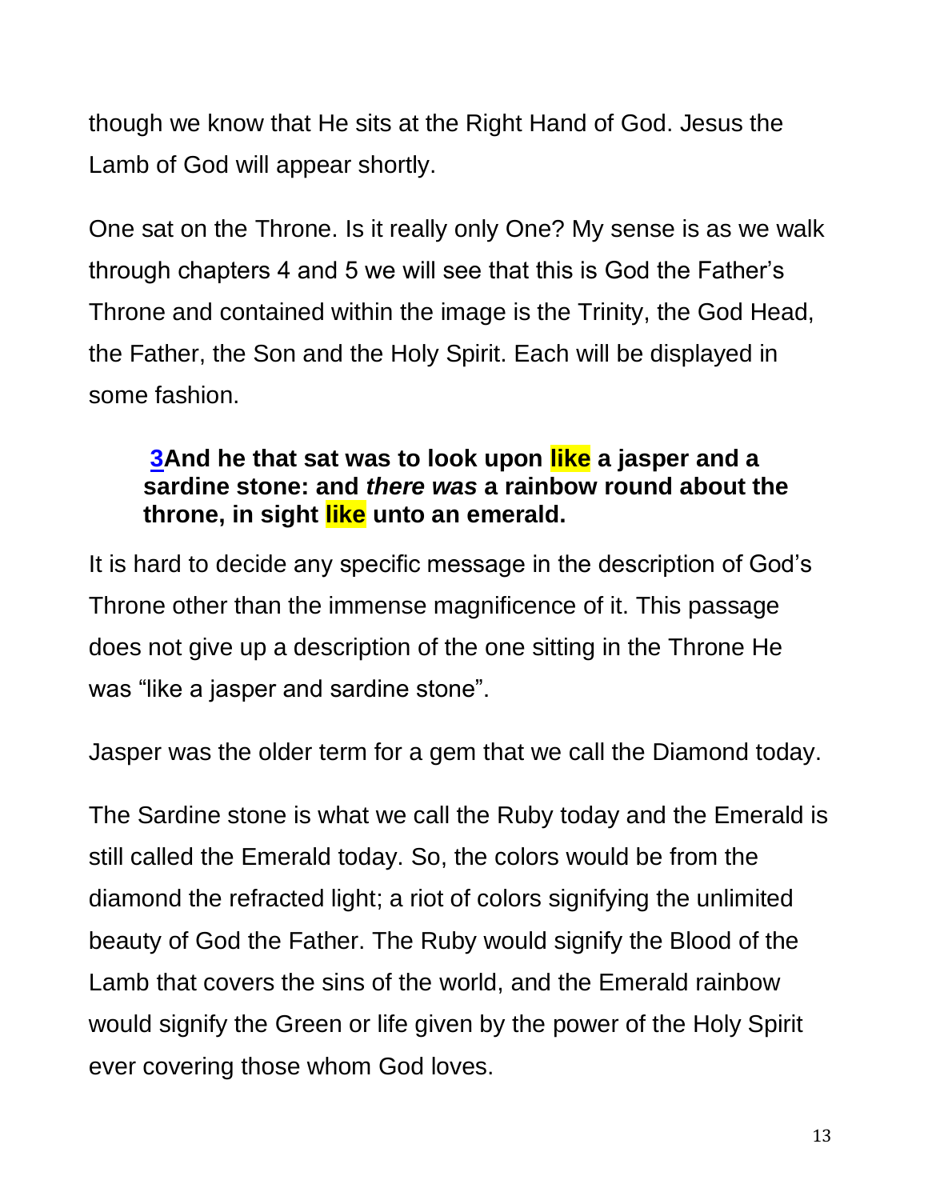though we know that He sits at the Right Hand of God. Jesus the Lamb of God will appear shortly.

One sat on the Throne. Is it really only One? My sense is as we walk through chapters 4 and 5 we will see that this is God the Father's Throne and contained within the image is the Trinity, the God Head, the Father, the Son and the Holy Spirit. Each will be displayed in some fashion.

> **3And he that sat was to look upon like a jasper and a sardine stone: and *there was* a rainbow round about the throne, in sight like unto an emerald.**

It is hard to decide any specific message in the description of God's Throne other than the immense magnificence of it. This passage does not give up a description of the one sitting in the Throne He was "like a jasper and sardine stone".

Jasper was the older term for a gem that we call the Diamond today.

The Sardine stone is what we call the Ruby today and the Emerald is still called the Emerald today. So, the colors would be from the diamond the refracted light; a riot of colors signifying the unlimited beauty of God the Father. The Ruby would signify the Blood of the Lamb that covers the sins of the world, and the Emerald rainbow would signify the Green or life given by the power of the Holy Spirit ever covering those whom God loves.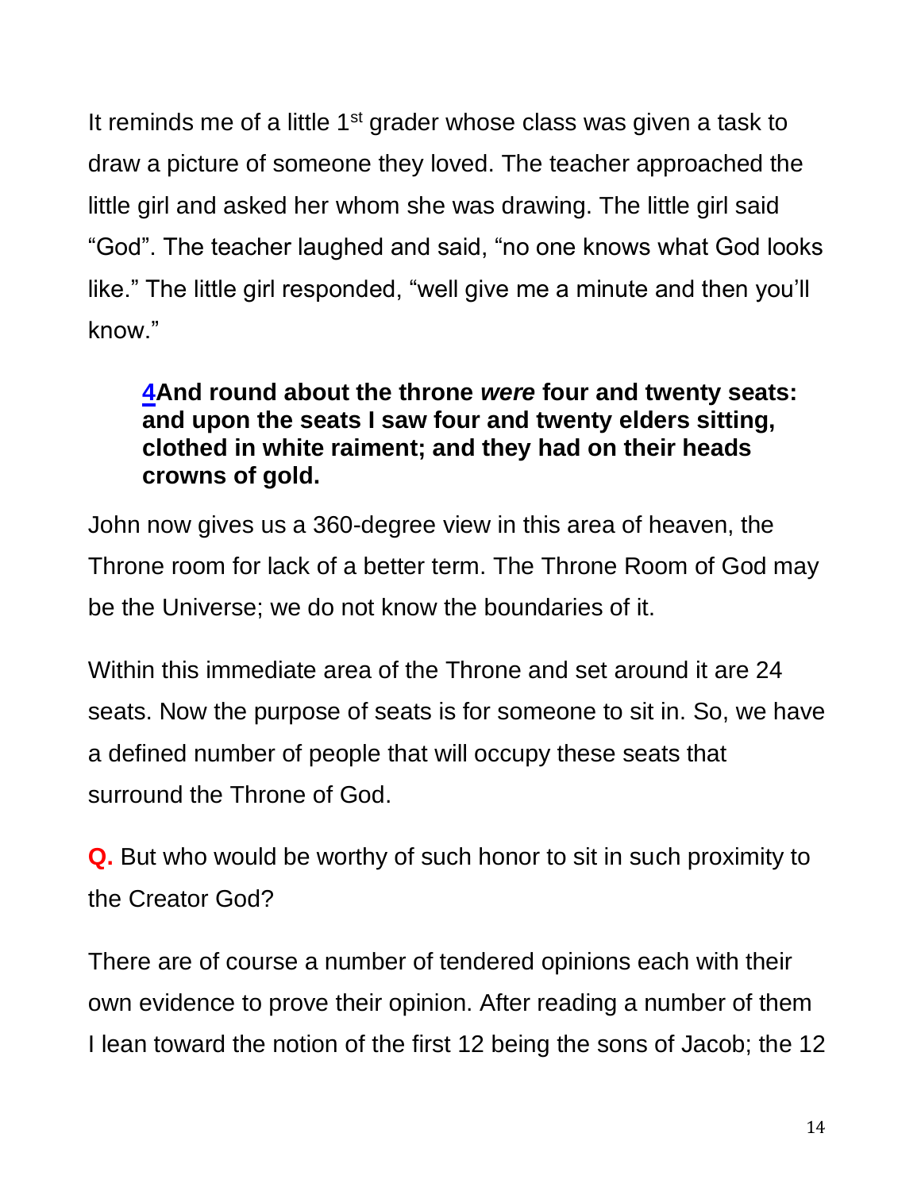It reminds me of a little 1st grader whose class was given a task to draw a picture of someone they loved. The teacher approached the little girl and asked her whom she was drawing. The little girl said "God". The teacher laughed and said, "no one knows what God looks like." The little girl responded, "well give me a minute and then you'll know."

> **4And round about the throne *were* four and twenty seats: and upon the seats I saw four and twenty elders sitting, clothed in white raiment; and they had on their heads crowns of gold.**

John now gives us a 360-degree view in this area of heaven, the Throne room for lack of a better term. The Throne Room of God may be the Universe; we do not know the boundaries of it.

Within this immediate area of the Throne and set around it are 24 seats. Now the purpose of seats is for someone to sit in. So, we have a defined number of people that will occupy these seats that surround the Throne of God.

**Q.** But who would be worthy of such honor to sit in such proximity to the Creator God?

There are of course a number of tendered opinions each with their own evidence to prove their opinion. After reading a number of them I lean toward the notion of the first 12 being the sons of Jacob; the 12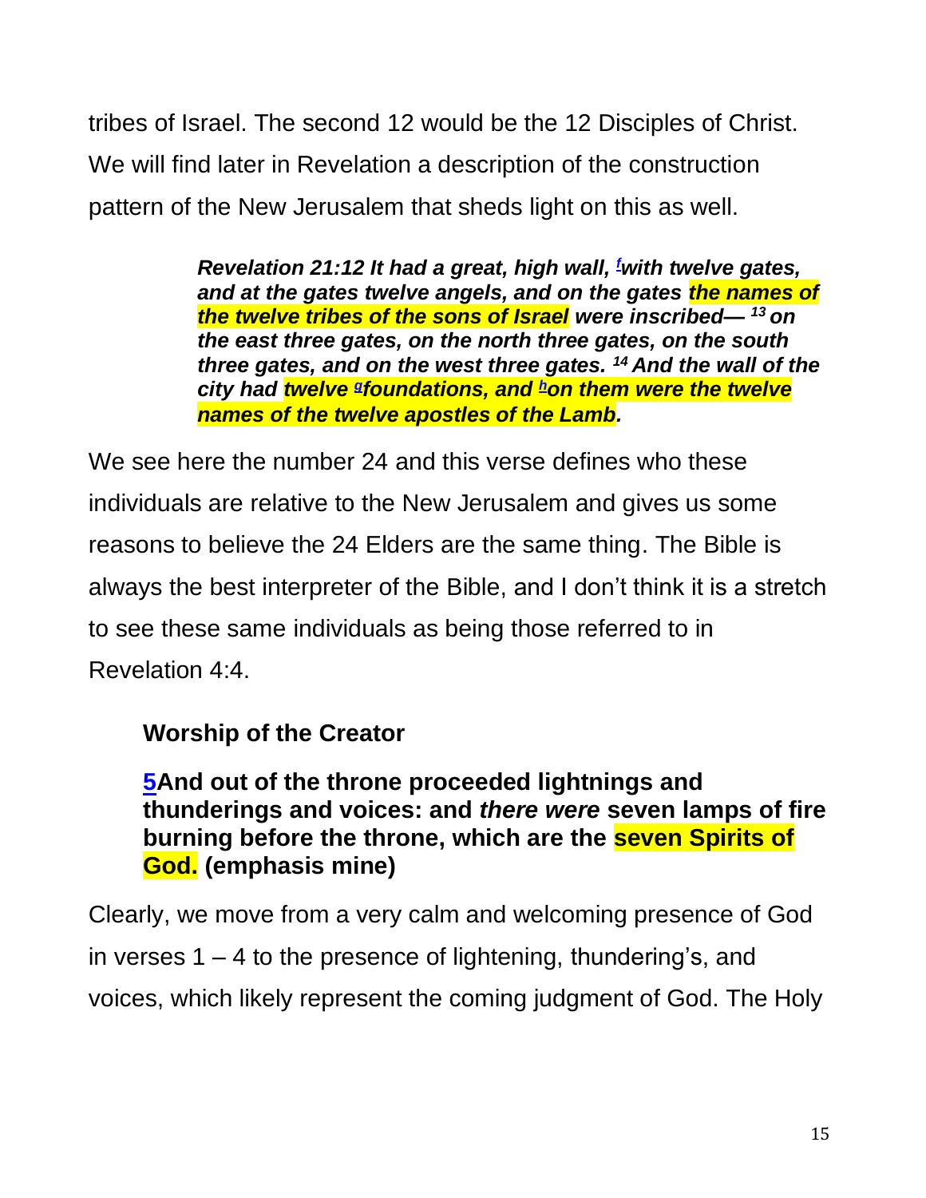tribes of Israel. The second 12 would be the 12 Disciples of Christ. We will find later in Revelation a description of the construction pattern of the New Jerusalem that sheds light on this as well.

> ***Revelation 21:12 It had a great, high wall, [f]with twelve gates, and at the gates twelve angels, and on the gates the names of the twelve tribes of the sons of Israel were inscribed— [13] on the east three gates, on the north three gates, on the south three gates, and on the west three gates. [14] And the wall of the city had twelve [g]foundations, and [h]on them were the twelve names of the twelve apostles of the Lamb.***

We see here the number 24 and this verse defines who these individuals are relative to the New Jerusalem and gives us some reasons to believe the 24 Elders are the same thing. The Bible is always the best interpreter of the Bible, and I don't think it is a stretch to see these same individuals as being those referred to in Revelation 4:4.

### Worship of the Creator

**5And out of the throne proceeded lightnings and thunderings and voices: and *there were* seven lamps of fire burning before the throne, which are the seven Spirits of God. (emphasis mine)**

Clearly, we move from a very calm and welcoming presence of God in verses 1 – 4 to the presence of lightening, thundering's, and voices, which likely represent the coming judgment of God. The Holy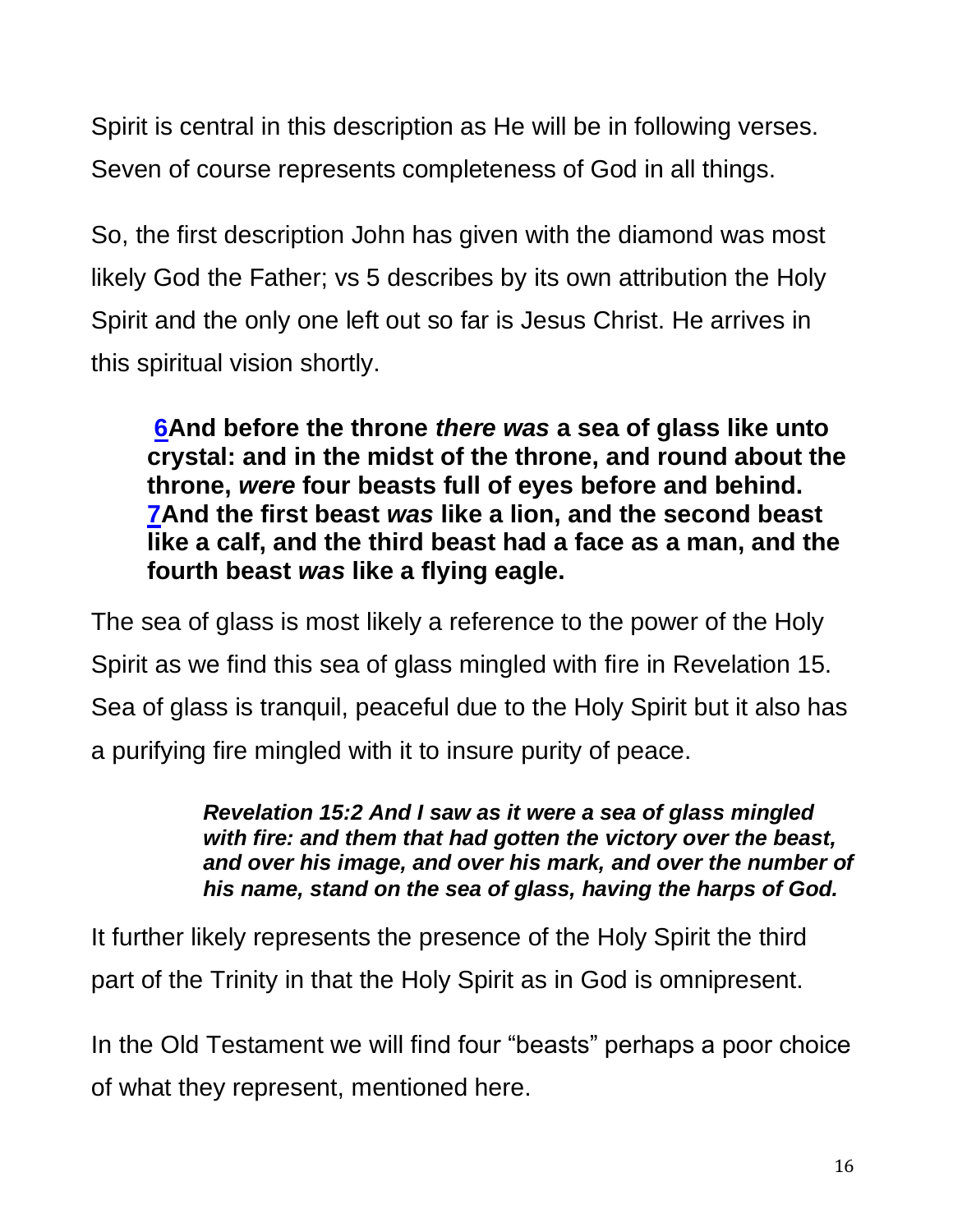Spirit is central in this description as He will be in following verses. Seven of course represents completeness of God in all things.

So, the first description John has given with the diamond was most likely God the Father; vs 5 describes by its own attribution the Holy Spirit and the only one left out so far is Jesus Christ. He arrives in this spiritual vision shortly.

> **6And before the throne *there was* a sea of glass like unto crystal: and in the midst of the throne, and round about the throne, *were* four beasts full of eyes before and behind. 7And the first beast *was* like a lion, and the second beast like a calf, and the third beast had a face as a man, and the fourth beast *was* like a flying eagle.**

The sea of glass is most likely a reference to the power of the Holy Spirit as we find this sea of glass mingled with fire in Revelation 15. Sea of glass is tranquil, peaceful due to the Holy Spirit but it also has a purifying fire mingled with it to insure purity of peace.

> ***Revelation 15:2 And I saw as it were a sea of glass mingled with fire: and them that had gotten the victory over the beast, and over his image, and over his mark, and over the number of his name, stand on the sea of glass, having the harps of God.***

It further likely represents the presence of the Holy Spirit the third part of the Trinity in that the Holy Spirit as in God is omnipresent.

In the Old Testament we will find four "beasts" perhaps a poor choice of what they represent, mentioned here.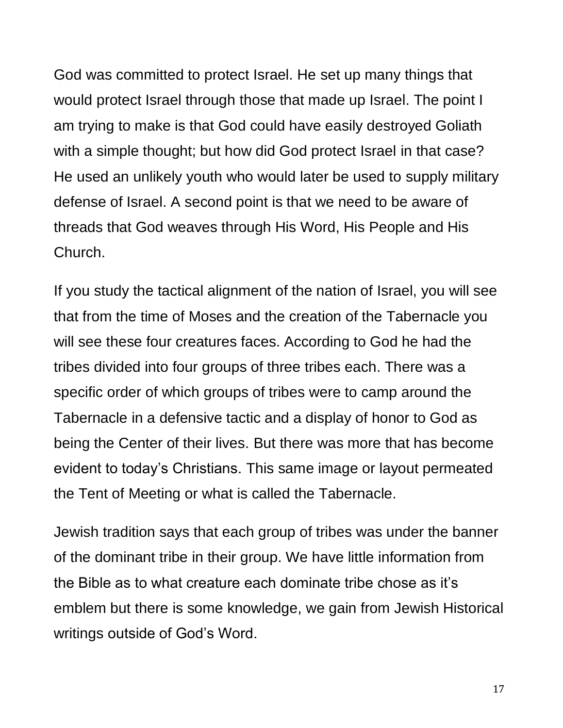God was committed to protect Israel. He set up many things that would protect Israel through those that made up Israel. The point I am trying to make is that God could have easily destroyed Goliath with a simple thought; but how did God protect Israel in that case? He used an unlikely youth who would later be used to supply military defense of Israel. A second point is that we need to be aware of threads that God weaves through His Word, His People and His Church.

If you study the tactical alignment of the nation of Israel, you will see that from the time of Moses and the creation of the Tabernacle you will see these four creatures faces. According to God he had the tribes divided into four groups of three tribes each. There was a specific order of which groups of tribes were to camp around the Tabernacle in a defensive tactic and a display of honor to God as being the Center of their lives. But there was more that has become evident to today's Christians. This same image or layout permeated the Tent of Meeting or what is called the Tabernacle.

Jewish tradition says that each group of tribes was under the banner of the dominant tribe in their group. We have little information from the Bible as to what creature each dominate tribe chose as it's emblem but there is some knowledge, we gain from Jewish Historical writings outside of God's Word.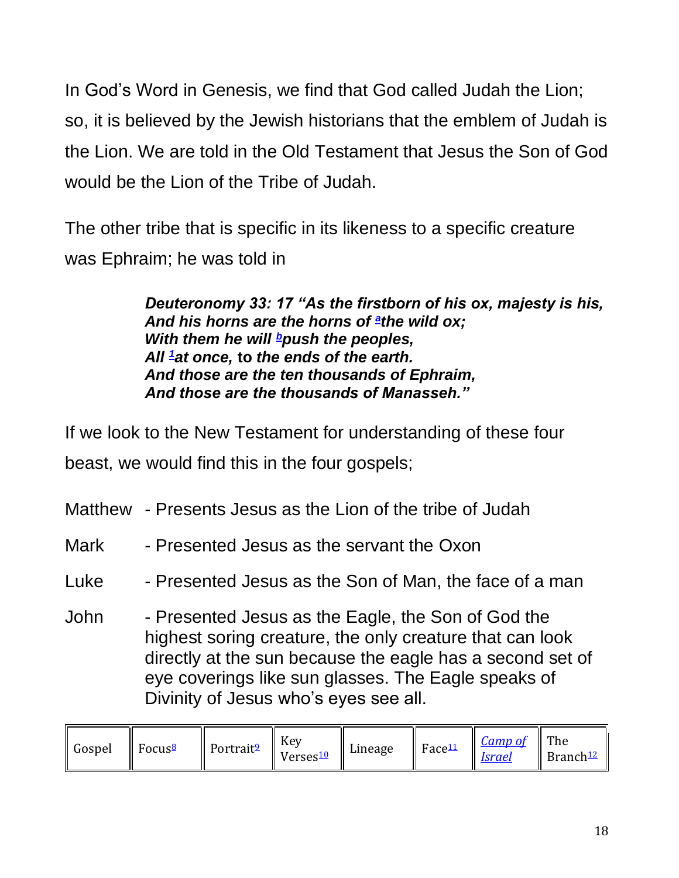In God's Word in Genesis, we find that God called Judah the Lion; so, it is believed by the Jewish historians that the emblem of Judah is the Lion. We are told in the Old Testament that Jesus the Son of God would be the Lion of the Tribe of Judah.

The other tribe that is specific in its likeness to a specific creature was Ephraim; he was told in

> ***Deuteronomy 33: 17 "As the firstborn of his ox, majesty is his,***
> ***And his horns are the horns of [a]the wild ox;***
> ***With them he will [b]push the peoples,***
> ***All [1]at once,* to *the ends of the earth.***
> ***And those are the ten thousands of Ephraim,***
> ***And those are the thousands of Manasseh."***

If we look to the New Testament for understanding of these four beast, we would find this in the four gospels;

Matthew - Presents Jesus as the Lion of the tribe of Judah

Mark - Presented Jesus as the servant the Oxon

Luke - Presented Jesus as the Son of Man, the face of a man

John - Presented Jesus as the Eagle, the Son of God the highest soring creature, the only creature that can look directly at the sun because the eagle has a second set of eye coverings like sun glasses. The Eagle speaks of Divinity of Jesus who's eyes see all.

| Gospel | Focus[8] | Portrait[9] | Key Verses[10] | Lineage | Face[11] | *Camp of Israel* | The Branch[12] |
|---|---|---|---|---|---|---|---|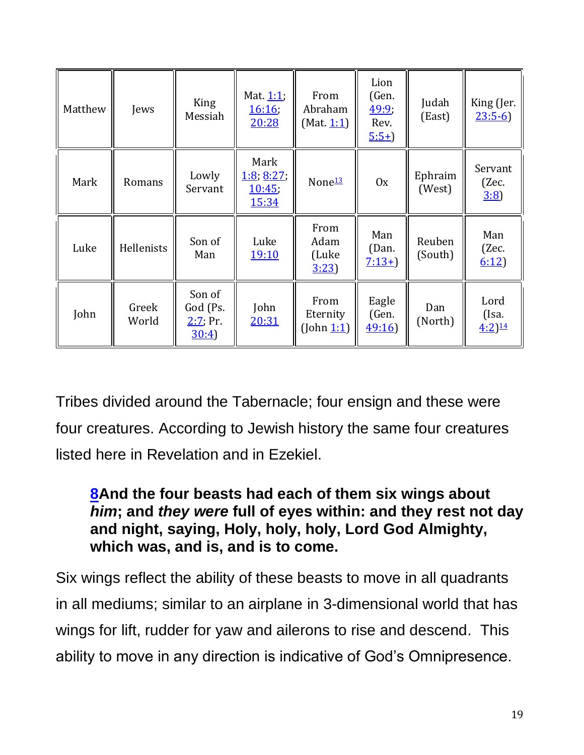| Matthew | Jews | King Messiah | Mat. 1:1; 16:16; 20:28 | From Abraham (Mat. 1:1) | Lion (Gen. 49:9; Rev. 5:5+) | Judah (East) | King (Jer. 23:5-6) |
|---|---|---|---|---|---|---|---|
| Mark | Romans | Lowly Servant | Mark 1:8; 8:27; 10:45; 15:34 | None[13] | Ox | Ephraim (West) | Servant (Zec. 3:8) |
| Luke | Hellenists | Son of Man | Luke 19:10 | From Adam (Luke 3:23) | Man (Dan. 7:13+) | Reuben (South) | Man (Zec. 6:12) |
| John | Greek World | Son of God (Ps. 2:7; Pr. 30:4) | John 20:31 | From Eternity (John 1:1) | Eagle (Gen. 49:16) | Dan (North) | Lord (Isa. 4:2)[14] |

Tribes divided around the Tabernacle; four ensign and these were four creatures. According to Jewish history the same four creatures listed here in Revelation and in Ezekiel.

> **8And the four beasts had each of them six wings about *him*; and *they were* full of eyes within: and they rest not day and night, saying, Holy, holy, holy, Lord God Almighty, which was, and is, and is to come.**

Six wings reflect the ability of these beasts to move in all quadrants in all mediums; similar to an airplane in 3-dimensional world that has wings for lift, rudder for yaw and ailerons to rise and descend. This ability to move in any direction is indicative of God's Omnipresence.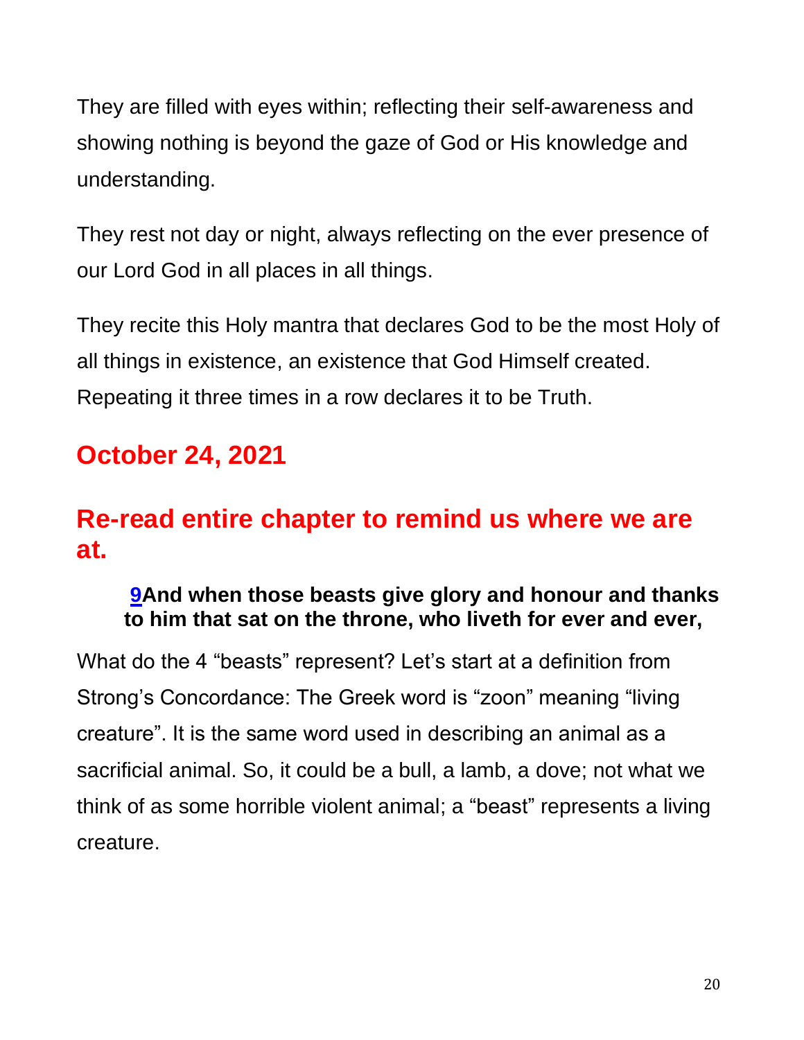They are filled with eyes within; reflecting their self-awareness and showing nothing is beyond the gaze of God or His knowledge and understanding.

They rest not day or night, always reflecting on the ever presence of our Lord God in all places in all things.

They recite this Holy mantra that declares God to be the most Holy of all things in existence, an existence that God Himself created. Repeating it three times in a row declares it to be Truth.

## October 24, 2021

## Re-read entire chapter to remind us where we are at.

> **9And when those beasts give glory and honour and thanks to him that sat on the throne, who liveth for ever and ever,**

What do the 4 “beasts” represent? Let’s start at a definition from Strong’s Concordance: The Greek word is “zoon” meaning “living creature”. It is the same word used in describing an animal as a sacrificial animal. So, it could be a bull, a lamb, a dove; not what we think of as some horrible violent animal; a “beast” represents a living creature.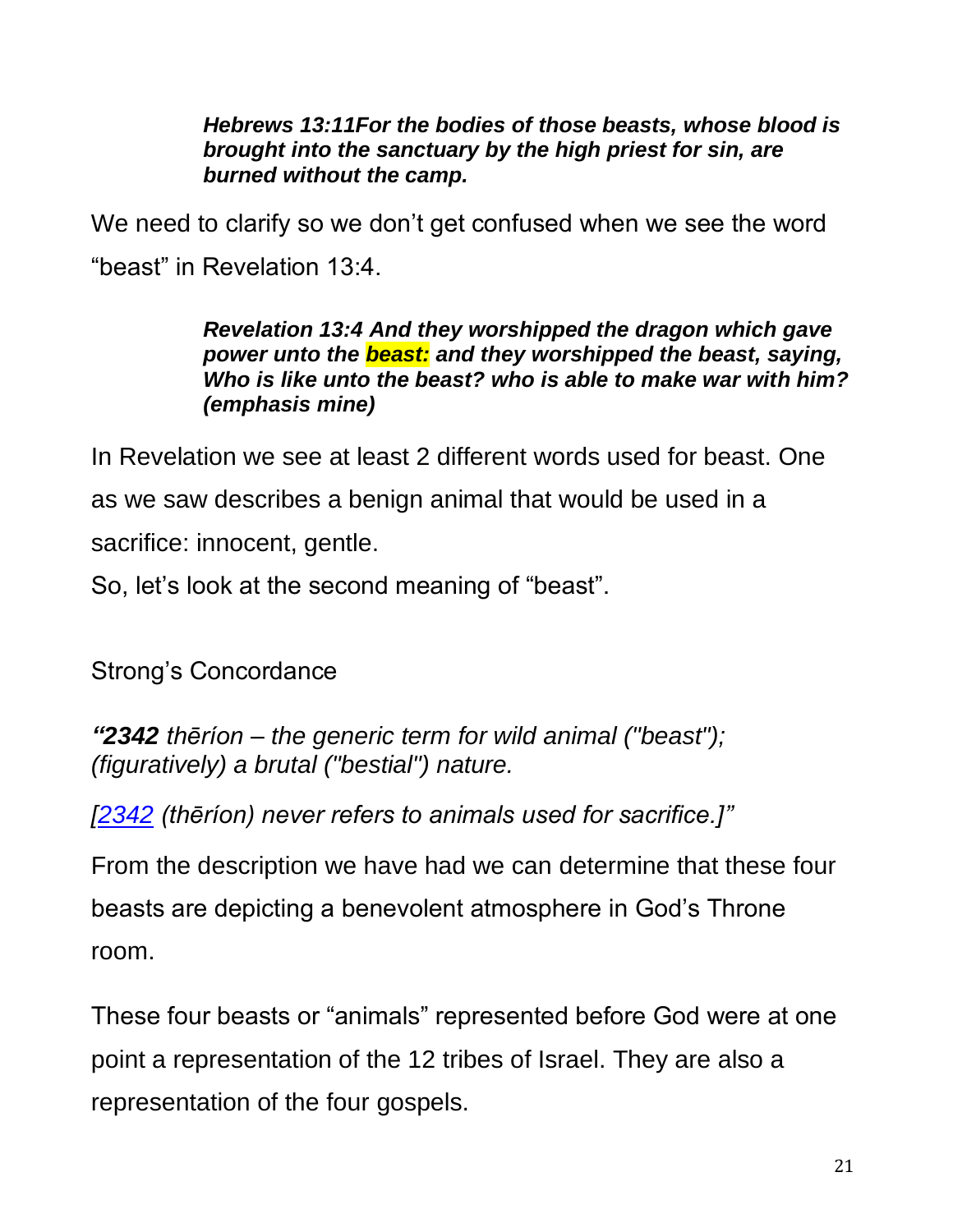> ***Hebrews 13:11For the bodies of those beasts, whose blood is brought into the sanctuary by the high priest for sin, are burned without the camp.***

We need to clarify so we don't get confused when we see the word "beast" in Revelation 13:4.

> ***Revelation 13:4 And they worshipped the dragon which gave power unto the beast: and they worshipped the beast, saying, Who is like unto the beast? who is able to make war with him? (emphasis mine)***

In Revelation we see at least 2 different words used for beast. One as we saw describes a benign animal that would be used in a sacrifice: innocent, gentle.

So, let's look at the second meaning of "beast".

Strong's Concordance

*"**2342** thēríon – the generic term for wild animal ("beast"); (figuratively) a brutal ("bestial") nature.*

*[2342 (thēríon) never refers to animals used for sacrifice.]"*

From the description we have had we can determine that these four beasts are depicting a benevolent atmosphere in God's Throne room.

These four beasts or "animals" represented before God were at one point a representation of the 12 tribes of Israel. They are also a representation of the four gospels.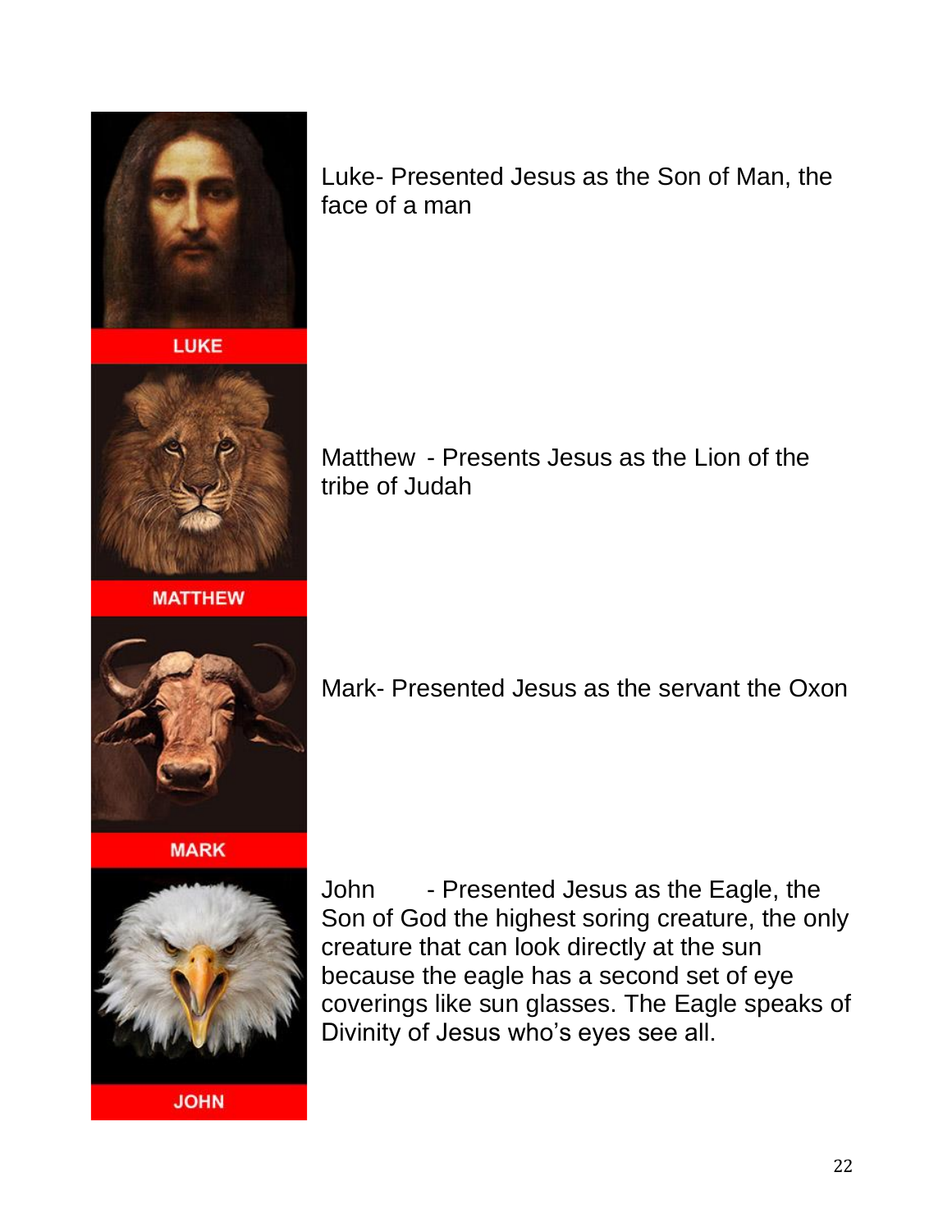LUKE

Luke- Presented Jesus as the Son of Man, the face of a man

MATTHEW

Matthew - Presents Jesus as the Lion of the tribe of Judah

MARK

Mark- Presented Jesus as the servant the Oxon

JOHN

John - Presented Jesus as the Eagle, the Son of God the highest soring creature, the only creature that can look directly at the sun because the eagle has a second set of eye coverings like sun glasses. The Eagle speaks of Divinity of Jesus who's eyes see all.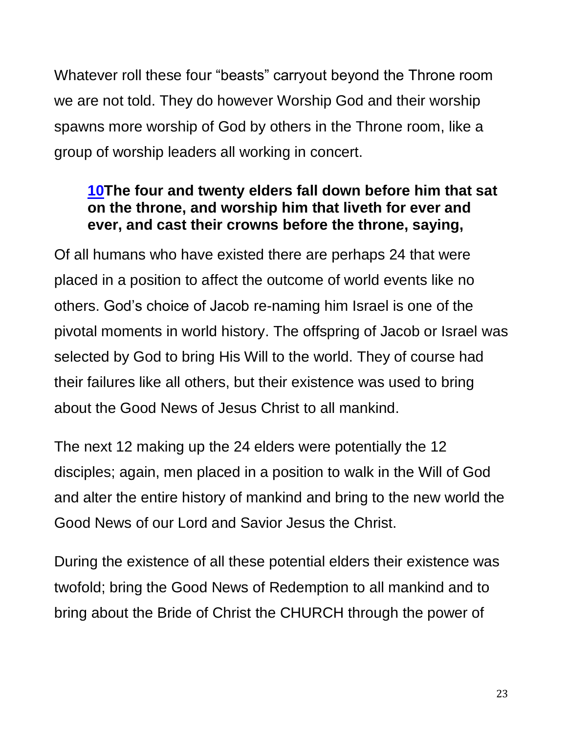Whatever roll these four “beasts” carryout beyond the Throne room we are not told. They do however Worship God and their worship spawns more worship of God by others in the Throne room, like a group of worship leaders all working in concert.

> **10The four and twenty elders fall down before him that sat on the throne, and worship him that liveth for ever and ever, and cast their crowns before the throne, saying,**

Of all humans who have existed there are perhaps 24 that were placed in a position to affect the outcome of world events like no others. God’s choice of Jacob re-naming him Israel is one of the pivotal moments in world history. The offspring of Jacob or Israel was selected by God to bring His Will to the world. They of course had their failures like all others, but their existence was used to bring about the Good News of Jesus Christ to all mankind.

The next 12 making up the 24 elders were potentially the 12 disciples; again, men placed in a position to walk in the Will of God and alter the entire history of mankind and bring to the new world the Good News of our Lord and Savior Jesus the Christ.

During the existence of all these potential elders their existence was twofold; bring the Good News of Redemption to all mankind and to bring about the Bride of Christ the CHURCH through the power of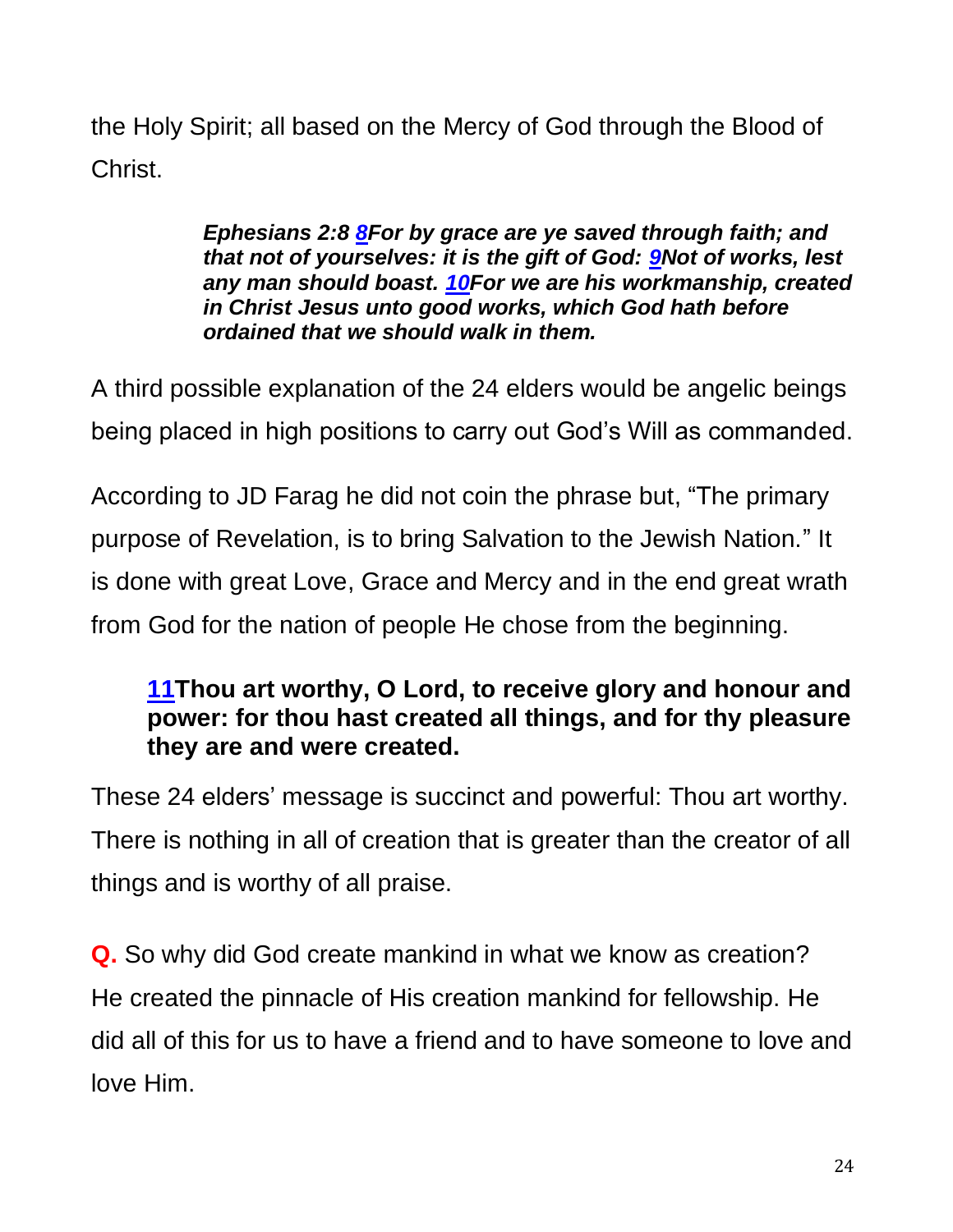the Holy Spirit; all based on the Mercy of God through the Blood of Christ.

> ***Ephesians 2:8 8For by grace are ye saved through faith; and that not of yourselves: it is the gift of God: 9Not of works, lest any man should boast. 10For we are his workmanship, created in Christ Jesus unto good works, which God hath before ordained that we should walk in them.***

A third possible explanation of the 24 elders would be angelic beings being placed in high positions to carry out God's Will as commanded.

According to JD Farag he did not coin the phrase but, "The primary purpose of Revelation, is to bring Salvation to the Jewish Nation." It is done with great Love, Grace and Mercy and in the end great wrath from God for the nation of people He chose from the beginning.

> **11Thou art worthy, O Lord, to receive glory and honour and power: for thou hast created all things, and for thy pleasure they are and were created.**

These 24 elders' message is succinct and powerful: Thou art worthy. There is nothing in all of creation that is greater than the creator of all things and is worthy of all praise.

**Q.** So why did God create mankind in what we know as creation? He created the pinnacle of His creation mankind for fellowship. He did all of this for us to have a friend and to have someone to love and love Him.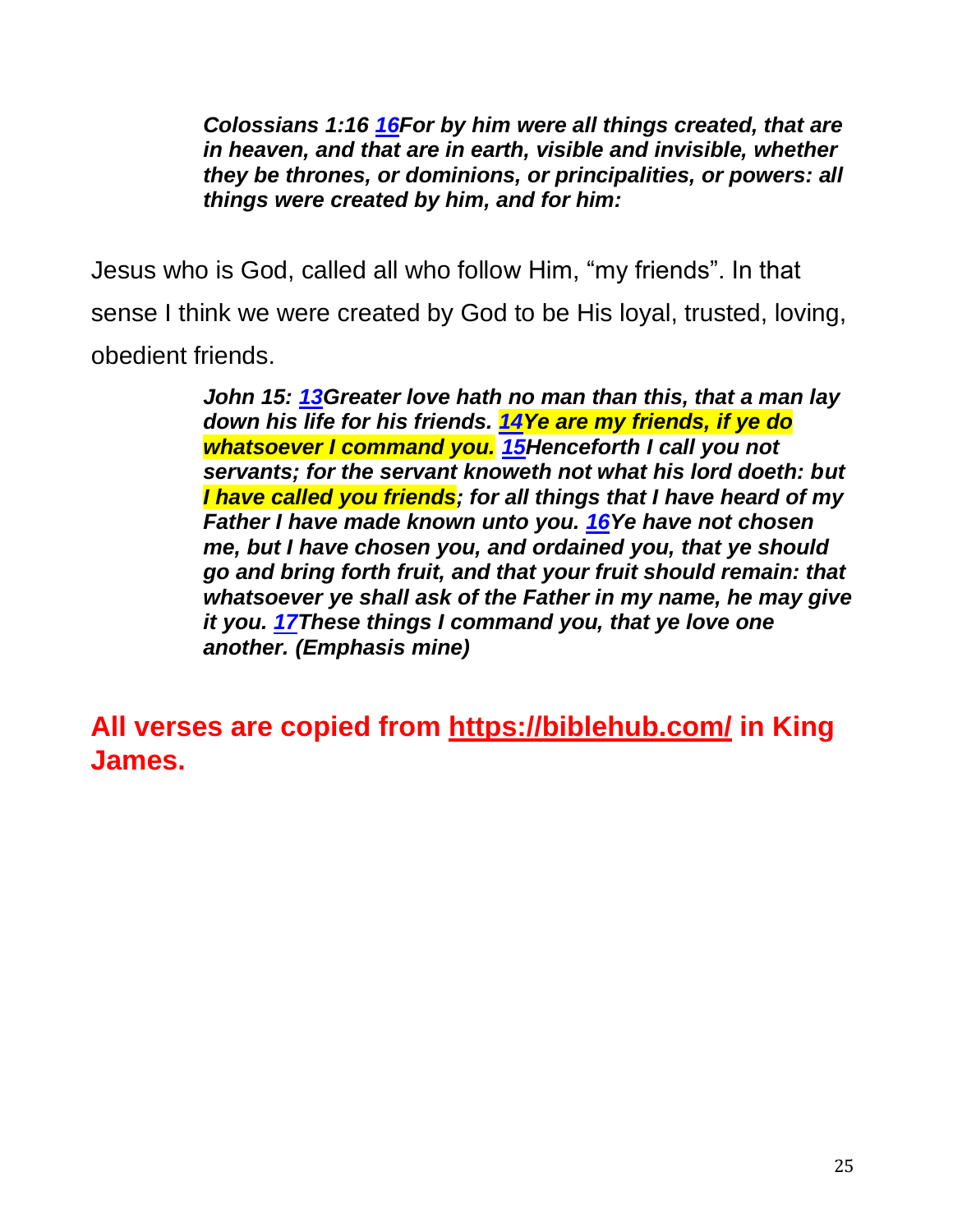***Colossians 1:16 16For by him were all things created, that are in heaven, and that are in earth, visible and invisible, whether they be thrones, or dominions, or principalities, or powers: all things were created by him, and for him:***

Jesus who is God, called all who follow Him, "my friends". In that sense I think we were created by God to be His loyal, trusted, loving, obedient friends.

***John 15: 13Greater love hath no man than this, that a man lay down his life for his friends. 14Ye are my friends, if ye do whatsoever I command you. 15Henceforth I call you not servants; for the servant knoweth not what his lord doeth: but I have called you friends; for all things that I have heard of my Father I have made known unto you. 16Ye have not chosen me, but I have chosen you, and ordained you, that ye should go and bring forth fruit, and that your fruit should remain: that whatsoever ye shall ask of the Father in my name, he may give it you. 17These things I command you, that ye love one another. (Emphasis mine)***

**All verses are copied from https://biblehub.com/ in King James.**